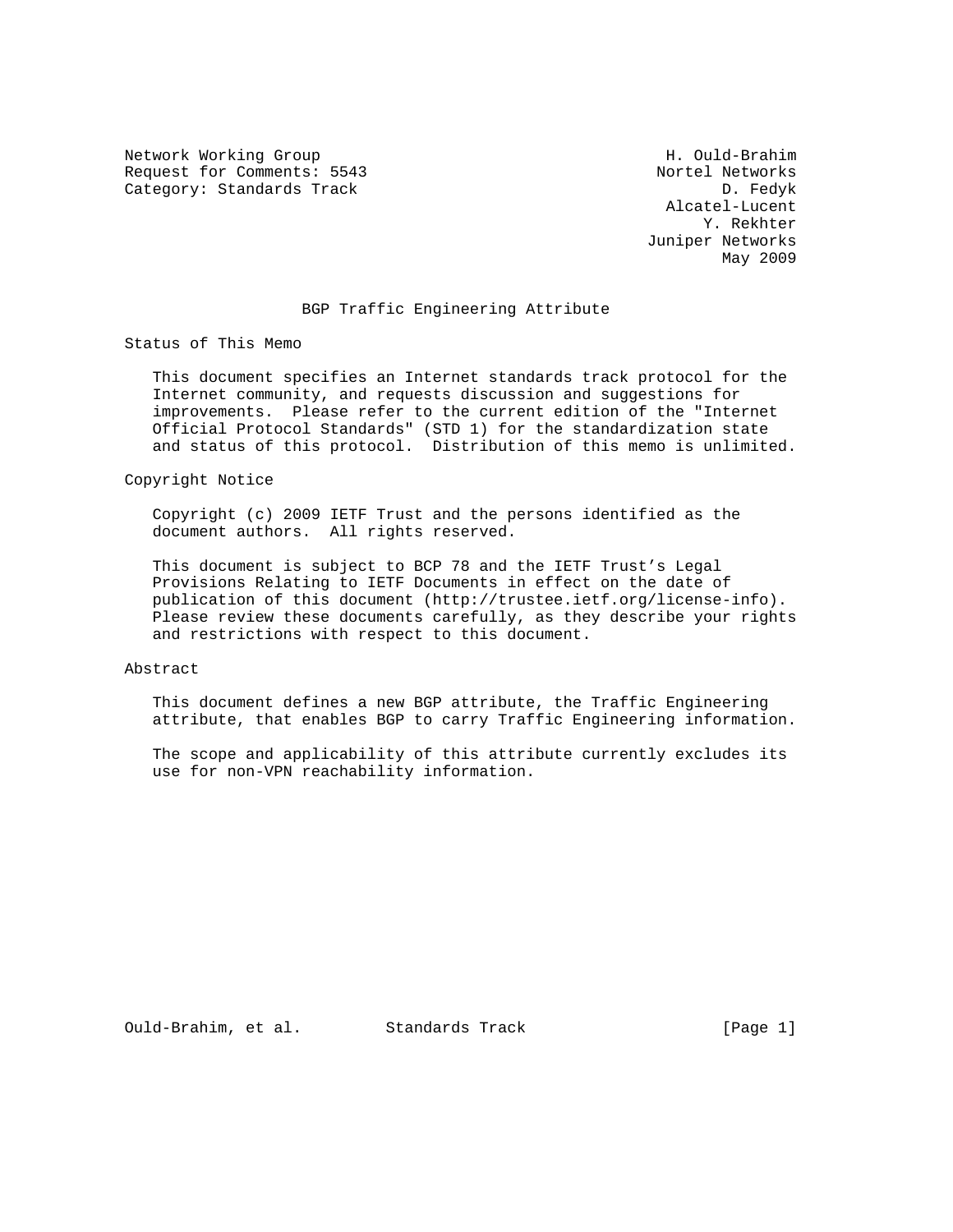Network Working Group H. Ould-Brahim
Request for Comments: 5543 Nortel Networks
Category: Standards Track D. Fedyk
Alcatel-Lucent
Y. Rekhter
Juniper Networks
May 2009

# BGP Traffic Engineering Attribute

## Status of This Memo

This document specifies an Internet standards track protocol for the Internet community, and requests discussion and suggestions for improvements. Please refer to the current edition of the "Internet Official Protocol Standards" (STD 1) for the standardization state and status of this protocol. Distribution of this memo is unlimited.

## Copyright Notice

Copyright (c) 2009 IETF Trust and the persons identified as the document authors. All rights reserved.

This document is subject to BCP 78 and the IETF Trust's Legal Provisions Relating to IETF Documents in effect on the date of publication of this document (http://trustee.ietf.org/license-info). Please review these documents carefully, as they describe your rights and restrictions with respect to this document.

## Abstract

This document defines a new BGP attribute, the Traffic Engineering attribute, that enables BGP to carry Traffic Engineering information.

The scope and applicability of this attribute currently excludes its use for non-VPN reachability information.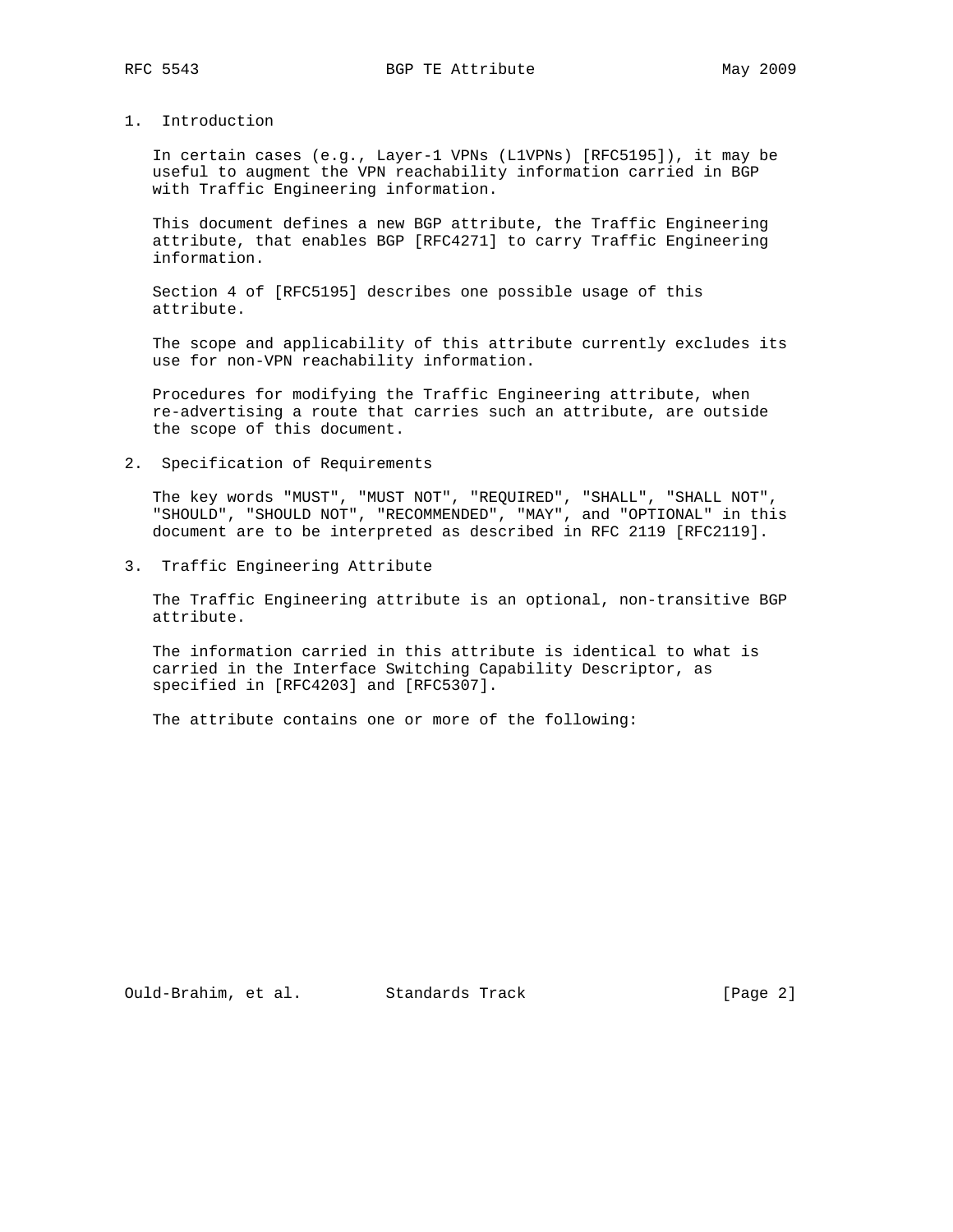## 1. Introduction

In certain cases (e.g., Layer-1 VPNs (L1VPNs) [RFC5195]), it may be useful to augment the VPN reachability information carried in BGP with Traffic Engineering information.

This document defines a new BGP attribute, the Traffic Engineering attribute, that enables BGP [RFC4271] to carry Traffic Engineering information.

Section 4 of [RFC5195] describes one possible usage of this attribute.

The scope and applicability of this attribute currently excludes its use for non-VPN reachability information.

Procedures for modifying the Traffic Engineering attribute, when re-advertising a route that carries such an attribute, are outside the scope of this document.

## 2. Specification of Requirements

The key words "MUST", "MUST NOT", "REQUIRED", "SHALL", "SHALL NOT", "SHOULD", "SHOULD NOT", "RECOMMENDED", "MAY", and "OPTIONAL" in this document are to be interpreted as described in RFC 2119 [RFC2119].

## 3. Traffic Engineering Attribute

The Traffic Engineering attribute is an optional, non-transitive BGP attribute.

The information carried in this attribute is identical to what is carried in the Interface Switching Capability Descriptor, as specified in [RFC4203] and [RFC5307].

The attribute contains one or more of the following: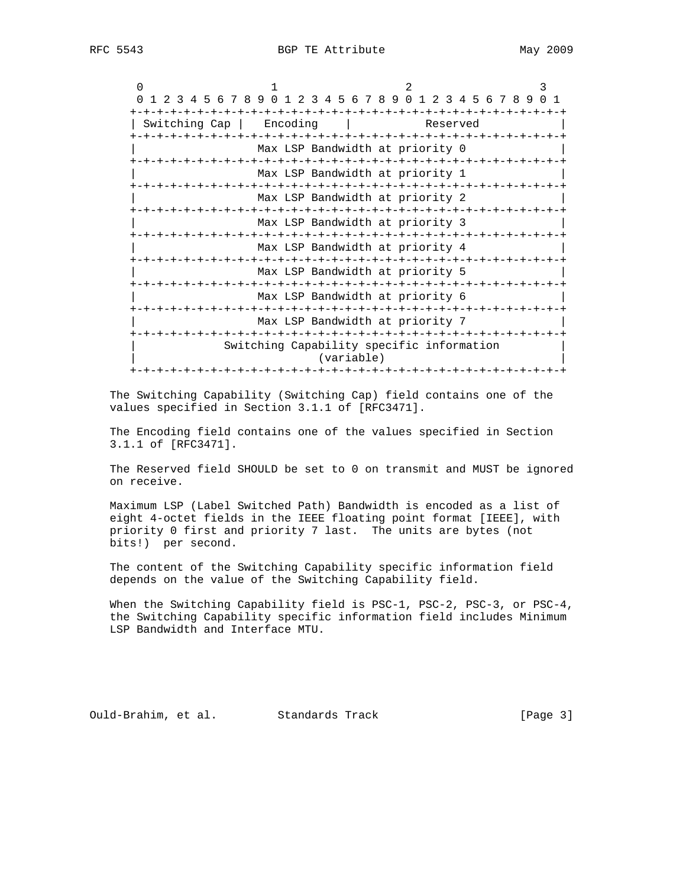```
 0                   1                   2                   3
 0 1 2 3 4 5 6 7 8 9 0 1 2 3 4 5 6 7 8 9 0 1 2 3 4 5 6 7 8 9 0 1
+-+-+-+-+-+-+-+-+-+-+-+-+-+-+-+-+-+-+-+-+-+-+-+-+-+-+-+-+-+-+-+-+
| Switching Cap |   Encoding    |           Reserved            |
+-+-+-+-+-+-+-+-+-+-+-+-+-+-+-+-+-+-+-+-+-+-+-+-+-+-+-+-+-+-+-+-+
|                 Max LSP Bandwidth at priority 0               |
+-+-+-+-+-+-+-+-+-+-+-+-+-+-+-+-+-+-+-+-+-+-+-+-+-+-+-+-+-+-+-+-+
|                 Max LSP Bandwidth at priority 1               |
+-+-+-+-+-+-+-+-+-+-+-+-+-+-+-+-+-+-+-+-+-+-+-+-+-+-+-+-+-+-+-+-+
|                 Max LSP Bandwidth at priority 2               |
+-+-+-+-+-+-+-+-+-+-+-+-+-+-+-+-+-+-+-+-+-+-+-+-+-+-+-+-+-+-+-+-+
|                 Max LSP Bandwidth at priority 3               |
+-+-+-+-+-+-+-+-+-+-+-+-+-+-+-+-+-+-+-+-+-+-+-+-+-+-+-+-+-+-+-+-+
|                 Max LSP Bandwidth at priority 4               |
+-+-+-+-+-+-+-+-+-+-+-+-+-+-+-+-+-+-+-+-+-+-+-+-+-+-+-+-+-+-+-+-+
|                 Max LSP Bandwidth at priority 5               |
+-+-+-+-+-+-+-+-+-+-+-+-+-+-+-+-+-+-+-+-+-+-+-+-+-+-+-+-+-+-+-+-+
|                 Max LSP Bandwidth at priority 6               |
+-+-+-+-+-+-+-+-+-+-+-+-+-+-+-+-+-+-+-+-+-+-+-+-+-+-+-+-+-+-+-+-+
|                 Max LSP Bandwidth at priority 7               |
+-+-+-+-+-+-+-+-+-+-+-+-+-+-+-+-+-+-+-+-+-+-+-+-+-+-+-+-+-+-+-+-+
|            Switching Capability specific information          |
|                           (variable)                          |
+-+-+-+-+-+-+-+-+-+-+-+-+-+-+-+-+-+-+-+-+-+-+-+-+-+-+-+-+-+-+-+-+
```

The Switching Capability (Switching Cap) field contains one of the values specified in Section 3.1.1 of [RFC3471].

The Encoding field contains one of the values specified in Section 3.1.1 of [RFC3471].

The Reserved field SHOULD be set to 0 on transmit and MUST be ignored on receive.

Maximum LSP (Label Switched Path) Bandwidth is encoded as a list of eight 4-octet fields in the IEEE floating point format [IEEE], with priority 0 first and priority 7 last. The units are bytes (not bits!) per second.

The content of the Switching Capability specific information field depends on the value of the Switching Capability field.

When the Switching Capability field is PSC-1, PSC-2, PSC-3, or PSC-4, the Switching Capability specific information field includes Minimum LSP Bandwidth and Interface MTU.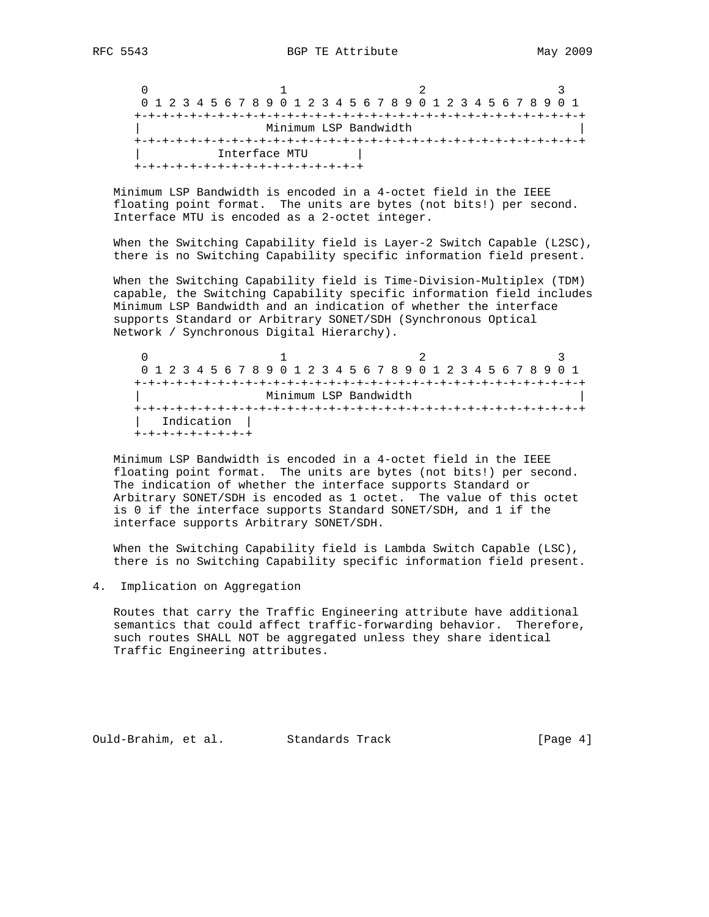```
    0                   1                   2                   3
    0 1 2 3 4 5 6 7 8 9 0 1 2 3 4 5 6 7 8 9 0 1 2 3 4 5 6 7 8 9 0 1
   +-+-+-+-+-+-+-+-+-+-+-+-+-+-+-+-+-+-+-+-+-+-+-+-+-+-+-+-+-+-+-+-+
   |                  Minimum LSP Bandwidth                          |
   +-+-+-+-+-+-+-+-+-+-+-+-+-+-+-+-+-+-+-+-+-+-+-+-+-+-+-+-+-+-+-+-+
   |           Interface MTU       |
   +-+-+-+-+-+-+-+-+-+-+-+-+-+-+-+-+
```

Minimum LSP Bandwidth is encoded in a 4-octet field in the IEEE floating point format. The units are bytes (not bits!) per second. Interface MTU is encoded as a 2-octet integer.

When the Switching Capability field is Layer-2 Switch Capable (L2SC), there is no Switching Capability specific information field present.

When the Switching Capability field is Time-Division-Multiplex (TDM) capable, the Switching Capability specific information field includes Minimum LSP Bandwidth and an indication of whether the interface supports Standard or Arbitrary SONET/SDH (Synchronous Optical Network / Synchronous Digital Hierarchy).

```
    0                   1                   2                   3
    0 1 2 3 4 5 6 7 8 9 0 1 2 3 4 5 6 7 8 9 0 1 2 3 4 5 6 7 8 9 0 1
   +-+-+-+-+-+-+-+-+-+-+-+-+-+-+-+-+-+-+-+-+-+-+-+-+-+-+-+-+-+-+-+-+
   |                  Minimum LSP Bandwidth                          |
   +-+-+-+-+-+-+-+-+-+-+-+-+-+-+-+-+-+-+-+-+-+-+-+-+-+-+-+-+-+-+-+-+
   |   Indication  |
   +-+-+-+-+-+-+-+-+
```

Minimum LSP Bandwidth is encoded in a 4-octet field in the IEEE floating point format. The units are bytes (not bits!) per second. The indication of whether the interface supports Standard or Arbitrary SONET/SDH is encoded as 1 octet. The value of this octet is 0 if the interface supports Standard SONET/SDH, and 1 if the interface supports Arbitrary SONET/SDH.

When the Switching Capability field is Lambda Switch Capable (LSC), there is no Switching Capability specific information field present.

## 4. Implication on Aggregation

Routes that carry the Traffic Engineering attribute have additional semantics that could affect traffic-forwarding behavior. Therefore, such routes SHALL NOT be aggregated unless they share identical Traffic Engineering attributes.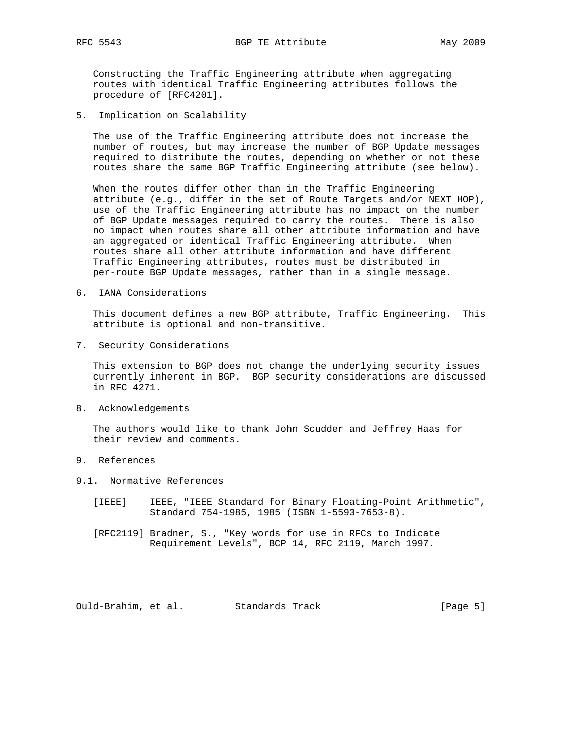Constructing the Traffic Engineering attribute when aggregating routes with identical Traffic Engineering attributes follows the procedure of [RFC4201].

## 5. Implication on Scalability

The use of the Traffic Engineering attribute does not increase the number of routes, but may increase the number of BGP Update messages required to distribute the routes, depending on whether or not these routes share the same BGP Traffic Engineering attribute (see below).

When the routes differ other than in the Traffic Engineering attribute (e.g., differ in the set of Route Targets and/or NEXT_HOP), use of the Traffic Engineering attribute has no impact on the number of BGP Update messages required to carry the routes. There is also no impact when routes share all other attribute information and have an aggregated or identical Traffic Engineering attribute. When routes share all other attribute information and have different Traffic Engineering attributes, routes must be distributed in per-route BGP Update messages, rather than in a single message.

## 6. IANA Considerations

This document defines a new BGP attribute, Traffic Engineering. This attribute is optional and non-transitive.

## 7. Security Considerations

This extension to BGP does not change the underlying security issues currently inherent in BGP. BGP security considerations are discussed in RFC 4271.

## 8. Acknowledgements

The authors would like to thank John Scudder and Jeffrey Haas for their review and comments.

## 9. References

### 9.1. Normative References

[IEEE] IEEE, "IEEE Standard for Binary Floating-Point Arithmetic", Standard 754-1985, 1985 (ISBN 1-5593-7653-8).

[RFC2119] Bradner, S., "Key words for use in RFCs to Indicate Requirement Levels", BCP 14, RFC 2119, March 1997.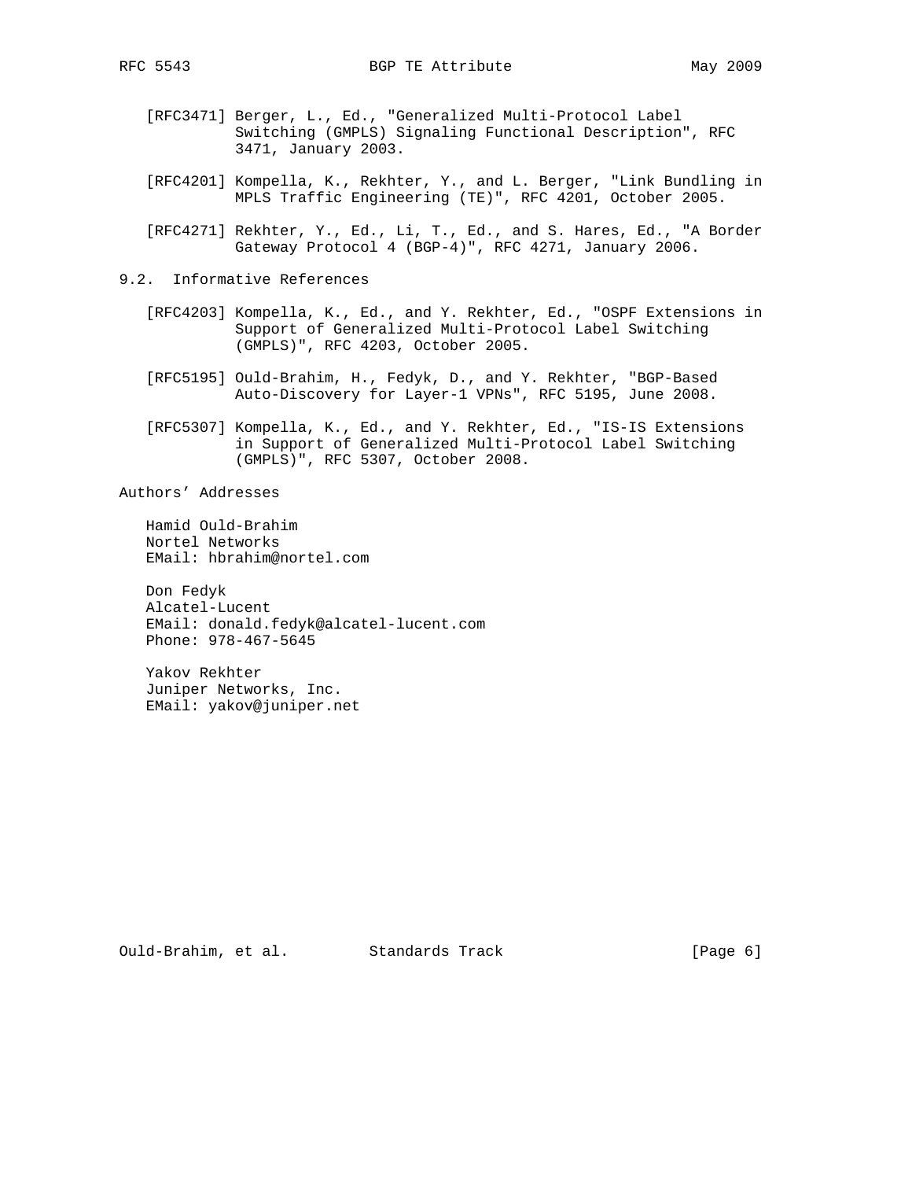[RFC3471] Berger, L., Ed., "Generalized Multi-Protocol Label Switching (GMPLS) Signaling Functional Description", RFC 3471, January 2003.

[RFC4201] Kompella, K., Rekhter, Y., and L. Berger, "Link Bundling in MPLS Traffic Engineering (TE)", RFC 4201, October 2005.

[RFC4271] Rekhter, Y., Ed., Li, T., Ed., and S. Hares, Ed., "A Border Gateway Protocol 4 (BGP-4)", RFC 4271, January 2006.

### 9.2. Informative References

[RFC4203] Kompella, K., Ed., and Y. Rekhter, Ed., "OSPF Extensions in Support of Generalized Multi-Protocol Label Switching (GMPLS)", RFC 4203, October 2005.

[RFC5195] Ould-Brahim, H., Fedyk, D., and Y. Rekhter, "BGP-Based Auto-Discovery for Layer-1 VPNs", RFC 5195, June 2008.

[RFC5307] Kompella, K., Ed., and Y. Rekhter, Ed., "IS-IS Extensions in Support of Generalized Multi-Protocol Label Switching (GMPLS)", RFC 5307, October 2008.

## Authors' Addresses

Hamid Ould-Brahim
Nortel Networks
EMail: hbrahim@nortel.com

Don Fedyk
Alcatel-Lucent
EMail: donald.fedyk@alcatel-lucent.com
Phone: 978-467-5645

Yakov Rekhter
Juniper Networks, Inc.
EMail: yakov@juniper.net